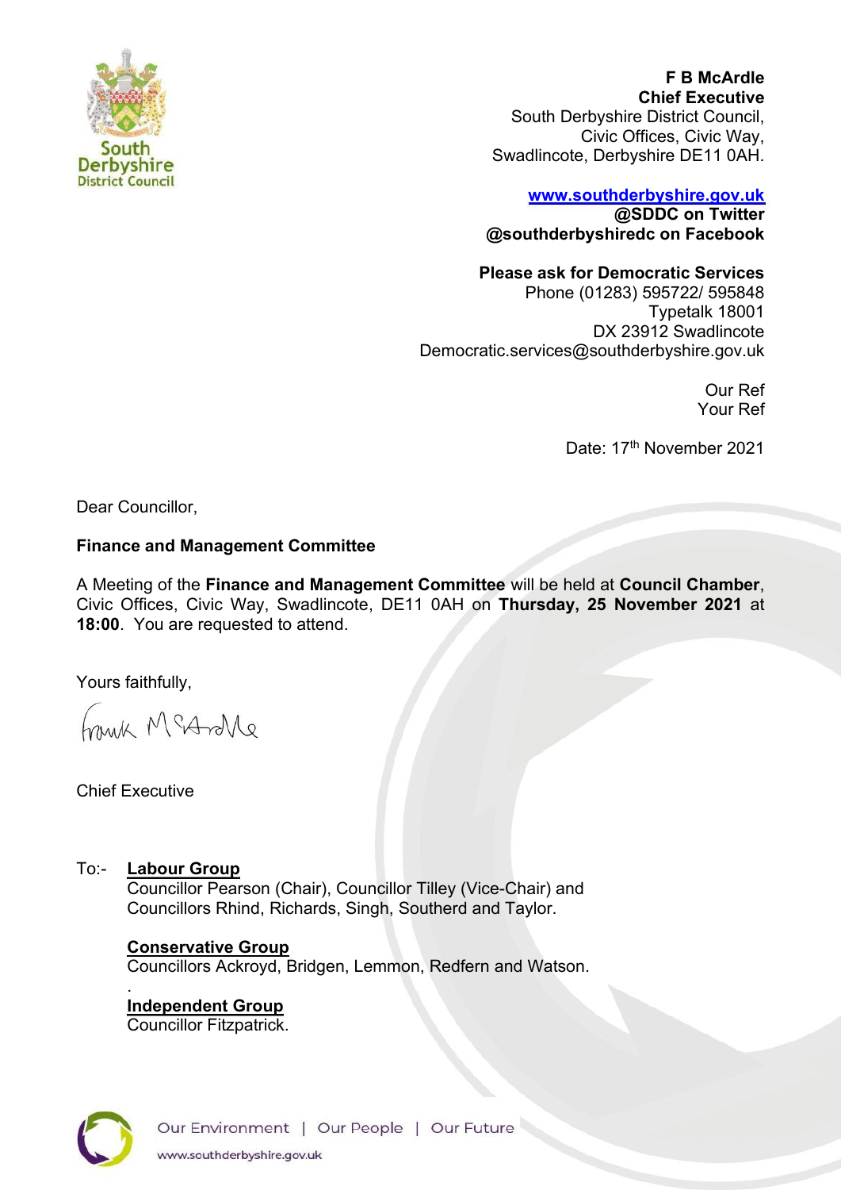South Derbyshire District Council

**F B McArdle**
**Chief Executive**
South Derbyshire District Council,
Civic Offices, Civic Way,
Swadlincote, Derbyshire DE11 0AH.

www.southderbyshire.gov.uk
**@SDDC on Twitter**
**@southderbyshiredc on Facebook**

**Please ask for Democratic Services**
Phone (01283) 595722/ 595848
Typetalk 18001
DX 23912 Swadlincote
Democratic.services@southderbyshire.gov.uk

Our Ref
Your Ref

Date: 17th November 2021

Dear Councillor,

**Finance and Management Committee**

A Meeting of the **Finance and Management Committee** will be held at **Council Chamber**, Civic Offices, Civic Way, Swadlincote, DE11 0AH on **Thursday, 25 November 2021** at **18:00**. You are requested to attend.

Yours faithfully,

Frank McArdle

Chief Executive

To:- **Labour Group**
Councillor Pearson (Chair), Councillor Tilley (Vice-Chair) and Councillors Rhind, Richards, Singh, Southerd and Taylor.

**Conservative Group**
Councillors Ackroyd, Bridgen, Lemmon, Redfern and Watson.

**Independent Group**
Councillor Fitzpatrick.

Our Environment | Our People | Our Future
www.southderbyshire.gov.uk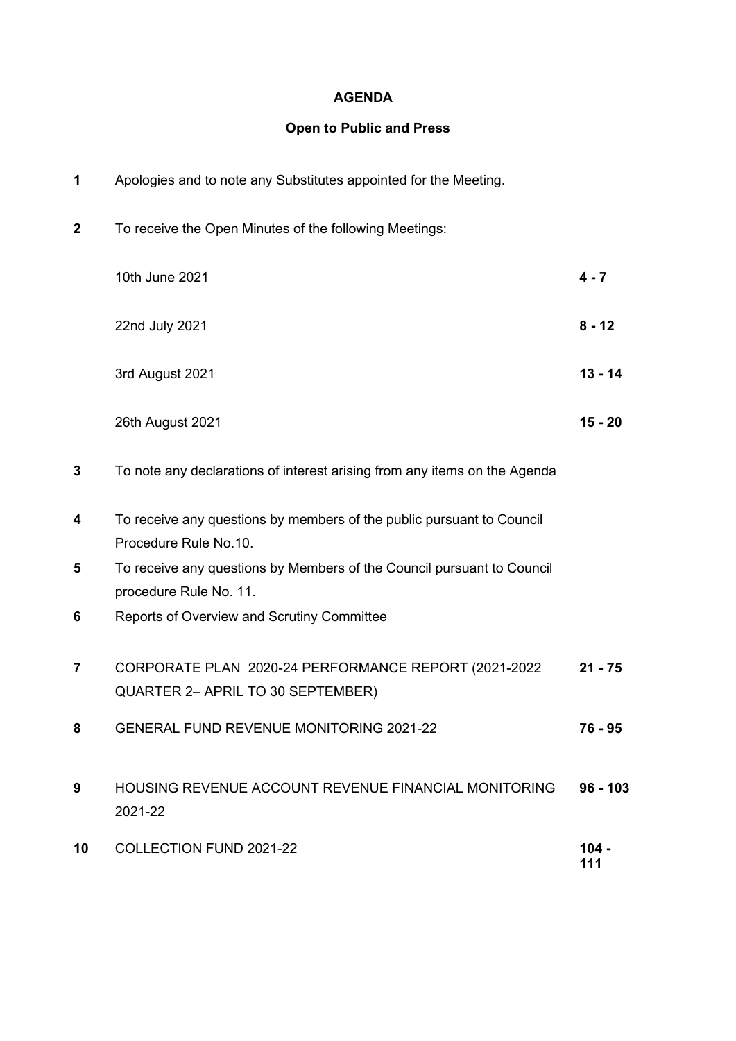**AGENDA**

**Open to Public and Press**

| | | |
|---|---|---|
| **1** | Apologies and to note any Substitutes appointed for the Meeting. | |
| **2** | To receive the Open Minutes of the following Meetings: | |
| | 10th June 2021 | **4 - 7** |
| | 22nd July 2021 | **8 - 12** |
| | 3rd August 2021 | **13 - 14** |
| | 26th August 2021 | **15 - 20** |
| **3** | To note any declarations of interest arising from any items on the Agenda | |
| **4** | To receive any questions by members of the public pursuant to Council Procedure Rule No.10. | |
| **5** | To receive any questions by Members of the Council pursuant to Council procedure Rule No. 11. | |
| **6** | Reports of Overview and Scrutiny Committee | |
| **7** | CORPORATE PLAN 2020-24 PERFORMANCE REPORT (2021-2022 QUARTER 2– APRIL TO 30 SEPTEMBER) | **21 - 75** |
| **8** | GENERAL FUND REVENUE MONITORING 2021-22 | **76 - 95** |
| **9** | HOUSING REVENUE ACCOUNT REVENUE FINANCIAL MONITORING 2021-22 | **96 - 103** |
| **10** | COLLECTION FUND 2021-22 | **104 - 111** |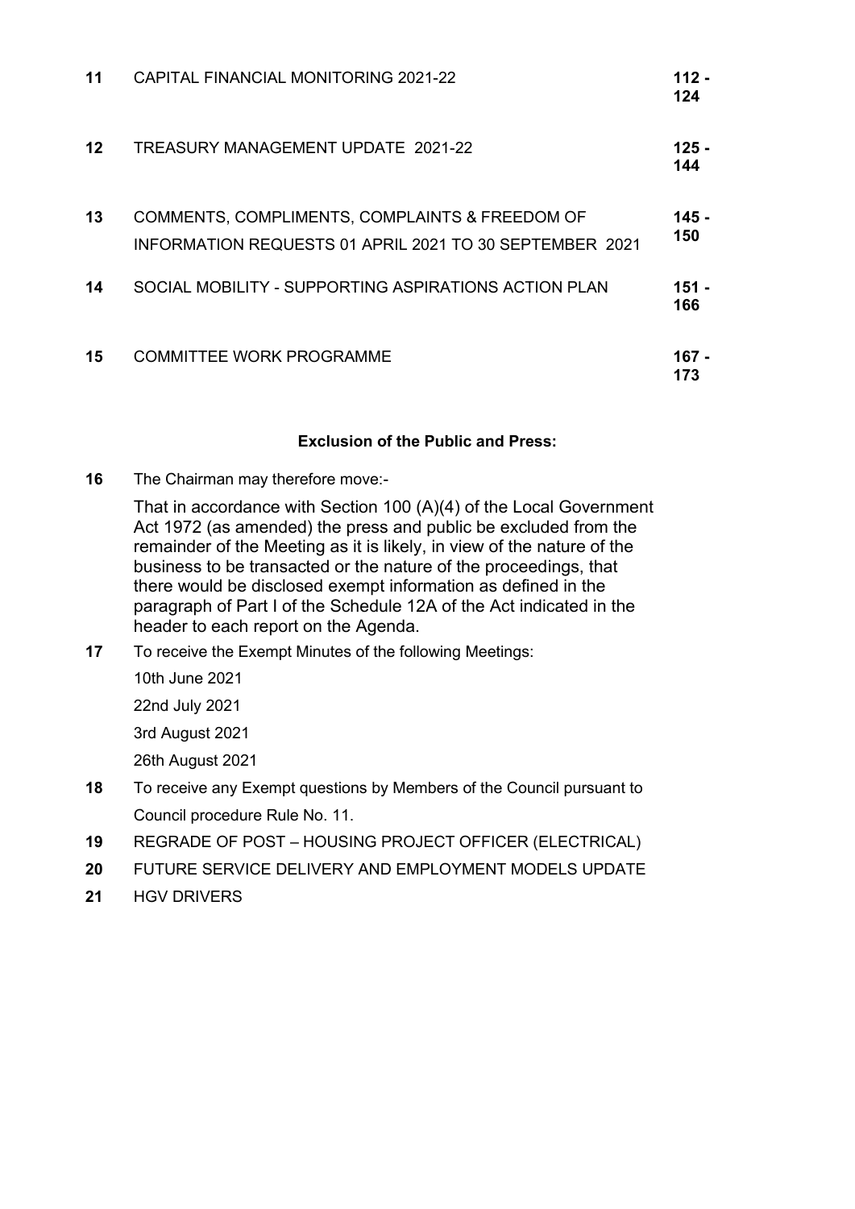| | | |
|---|---|---|
| **11** | CAPITAL FINANCIAL MONITORING 2021-22 | **112 - 124** |
| **12** | TREASURY MANAGEMENT UPDATE 2021-22 | **125 - 144** |
| **13** | COMMENTS, COMPLIMENTS, COMPLAINTS & FREEDOM OF INFORMATION REQUESTS 01 APRIL 2021 TO 30 SEPTEMBER 2021 | **145 - 150** |
| **14** | SOCIAL MOBILITY - SUPPORTING ASPIRATIONS ACTION PLAN | **151 - 166** |
| **15** | COMMITTEE WORK PROGRAMME | **167 - 173** |

**Exclusion of the Public and Press:**

**16** The Chairman may therefore move:-

That in accordance with Section 100 (A)(4) of the Local Government Act 1972 (as amended) the press and public be excluded from the remainder of the Meeting as it is likely, in view of the nature of the business to be transacted or the nature of the proceedings, that there would be disclosed exempt information as defined in the paragraph of Part I of the Schedule 12A of the Act indicated in the header to each report on the Agenda.

**17** To receive the Exempt Minutes of the following Meetings:

10th June 2021

22nd July 2021

3rd August 2021

26th August 2021

**18** To receive any Exempt questions by Members of the Council pursuant to Council procedure Rule No. 11.

**19** REGRADE OF POST – HOUSING PROJECT OFFICER (ELECTRICAL)

**20** FUTURE SERVICE DELIVERY AND EMPLOYMENT MODELS UPDATE

**21** HGV DRIVERS